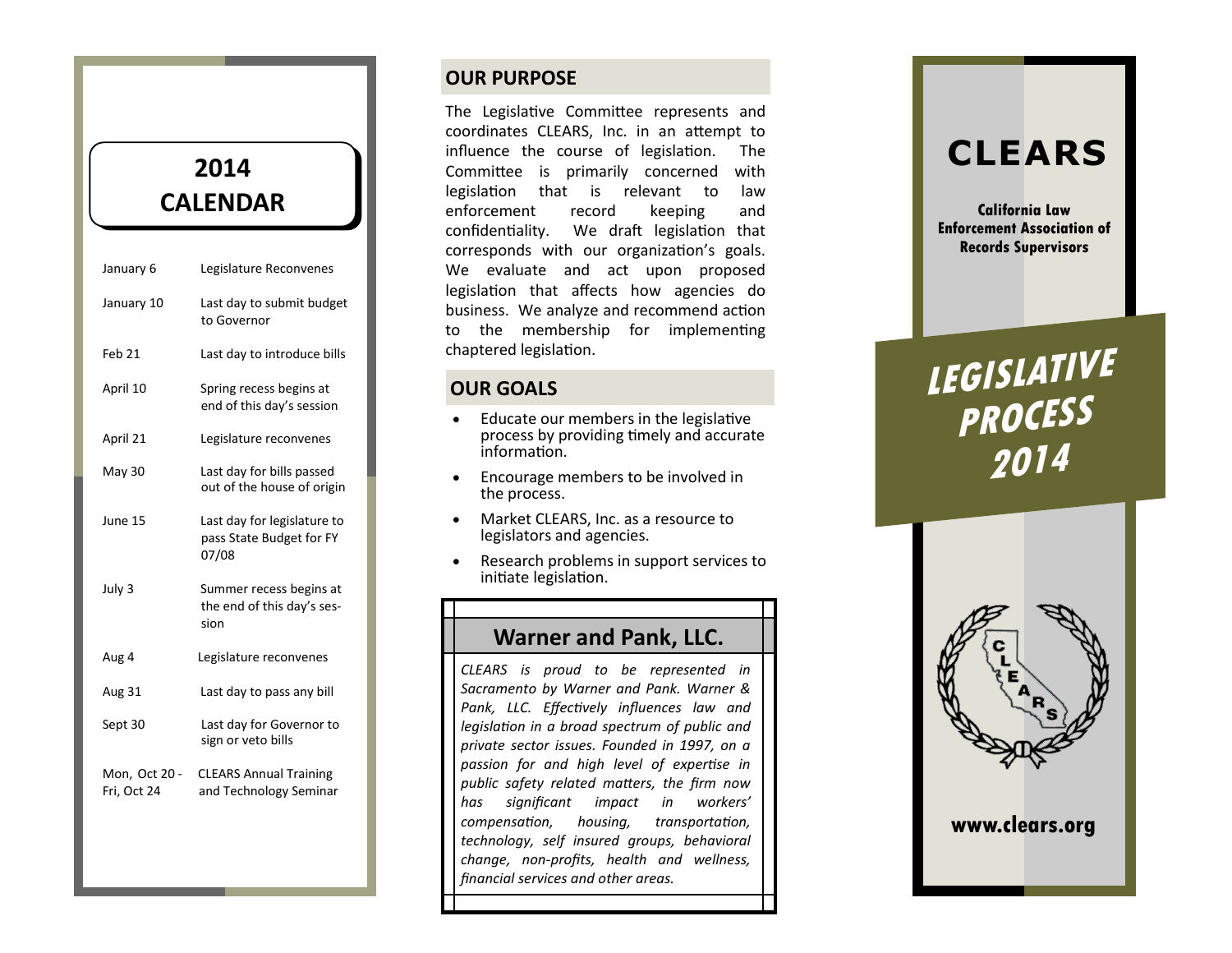## 2014 CALENDAR

| | |
|---|---|
| January 6 | Legislature Reconvenes |
| January 10 | Last day to submit budget to Governor |
| Feb 21 | Last day to introduce bills |
| April 10 | Spring recess begins at end of this day's session |
| April 21 | Legislature reconvenes |
| May 30 | Last day for bills passed out of the house of origin |
| June 15 | Last day for legislature to pass State Budget for FY 07/08 |
| July 3 | Summer recess begins at the end of this day's session |
| Aug 4 | Legislature reconvenes |
| Aug 31 | Last day to pass any bill |
| Sept 30 | Last day for Governor to sign or veto bills |
| Mon, Oct 20 - Fri, Oct 24 | CLEARS Annual Training and Technology Seminar |

## OUR PURPOSE

The Legislative Committee represents and coordinates CLEARS, Inc. in an attempt to influence the course of legislation. The Committee is primarily concerned with legislation that is relevant to law enforcement record keeping and confidentiality. We draft legislation that corresponds with our organization's goals. We evaluate and act upon proposed legislation that affects how agencies do business. We analyze and recommend action to the membership for implementing chaptered legislation.

## OUR GOALS

- Educate our members in the legislative process by providing timely and accurate information.
- Encourage members to be involved in the process.
- Market CLEARS, Inc. as a resource to legislators and agencies.
- Research problems in support services to initiate legislation.

## Warner and Pank, LLC.

*CLEARS is proud to be represented in Sacramento by Warner and Pank. Warner & Pank, LLC. Effectively influences law and legislation in a broad spectrum of public and private sector issues. Founded in 1997, on a passion for and high level of expertise in public safety related matters, the firm now has significant impact in workers' compensation, housing, transportation, technology, self insured groups, behavioral change, non-profits, health and wellness, financial services and other areas.*

# CLEARS

**California Law Enforcement Association of Records Supervisors**

# LEGISLATIVE PROCESS 2014

**www.clears.org**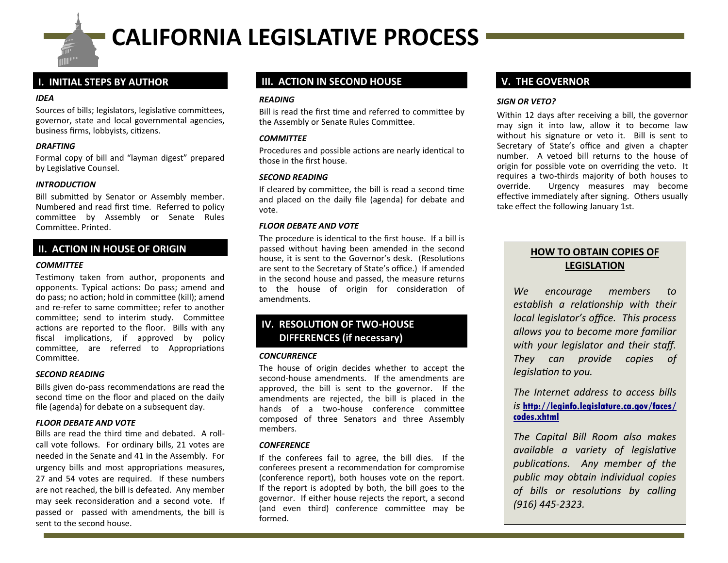# CALIFORNIA LEGISLATIVE PROCESS

## I. INITIAL STEPS BY AUTHOR

***IDEA***

Sources of bills; legislators, legislative committees, governor, state and local governmental agencies, business firms, lobbyists, citizens.

***DRAFTING***

Formal copy of bill and "layman digest" prepared by Legislative Counsel.

***INTRODUCTION***

Bill submitted by Senator or Assembly member. Numbered and read first time. Referred to policy committee by Assembly or Senate Rules Committee. Printed.

## II. ACTION IN HOUSE OF ORIGIN

***COMMITTEE***

Testimony taken from author, proponents and opponents. Typical actions: Do pass; amend and do pass; no action; hold in committee (kill); amend and re-refer to same committee; refer to another committee; send to interim study. Committee actions are reported to the floor. Bills with any fiscal implications, if approved by policy committee, are referred to Appropriations Committee.

***SECOND READING***

Bills given do-pass recommendations are read the second time on the floor and placed on the daily file (agenda) for debate on a subsequent day.

***FLOOR DEBATE AND VOTE***

Bills are read the third time and debated. A roll-call vote follows. For ordinary bills, 21 votes are needed in the Senate and 41 in the Assembly. For urgency bills and most appropriations measures, 27 and 54 votes are required. If these numbers are not reached, the bill is defeated. Any member may seek reconsideration and a second vote. If passed or passed with amendments, the bill is sent to the second house.

## III. ACTION IN SECOND HOUSE

***READING***

Bill is read the first time and referred to committee by the Assembly or Senate Rules Committee.

***COMMITTEE***

Procedures and possible actions are nearly identical to those in the first house.

***SECOND READING***

If cleared by committee, the bill is read a second time and placed on the daily file (agenda) for debate and vote.

***FLOOR DEBATE AND VOTE***

The procedure is identical to the first house. If a bill is passed without having been amended in the second house, it is sent to the Governor's desk. (Resolutions are sent to the Secretary of State's office.) If amended in the second house and passed, the measure returns to the house of origin for consideration of amendments.

## IV. RESOLUTION OF TWO-HOUSE DIFFERENCES (if necessary)

***CONCURRENCE***

The house of origin decides whether to accept the second-house amendments. If the amendments are approved, the bill is sent to the governor. If the amendments are rejected, the bill is placed in the hands of a two-house conference committee composed of three Senators and three Assembly members.

***CONFERENCE***

If the conferees fail to agree, the bill dies. If the conferees present a recommendation for compromise (conference report), both houses vote on the report. If the report is adopted by both, the bill goes to the governor. If either house rejects the report, a second (and even third) conference committee may be formed.

## V. THE GOVERNOR

***SIGN OR VETO?***

Within 12 days after receiving a bill, the governor may sign it into law, allow it to become law without his signature or veto it. Bill is sent to Secretary of State's office and given a chapter number. A vetoed bill returns to the house of origin for possible vote on overriding the veto. It requires a two-thirds majority of both houses to override. Urgency measures may become effective immediately after signing. Others usually take effect the following January 1st.

### HOW TO OBTAIN COPIES OF LEGISLATION

*We encourage members to establish a relationship with their local legislator's office. This process allows you to become more familiar with your legislator and their staff. They can provide copies of legislation to you.*

*The Internet address to access bills is* **http://leginfo.legislature.ca.gov/faces/codes.xhtml**

*The Capital Bill Room also makes available a variety of legislative publications. Any member of the public may obtain individual copies of bills or resolutions by calling (916) 445-2323.*